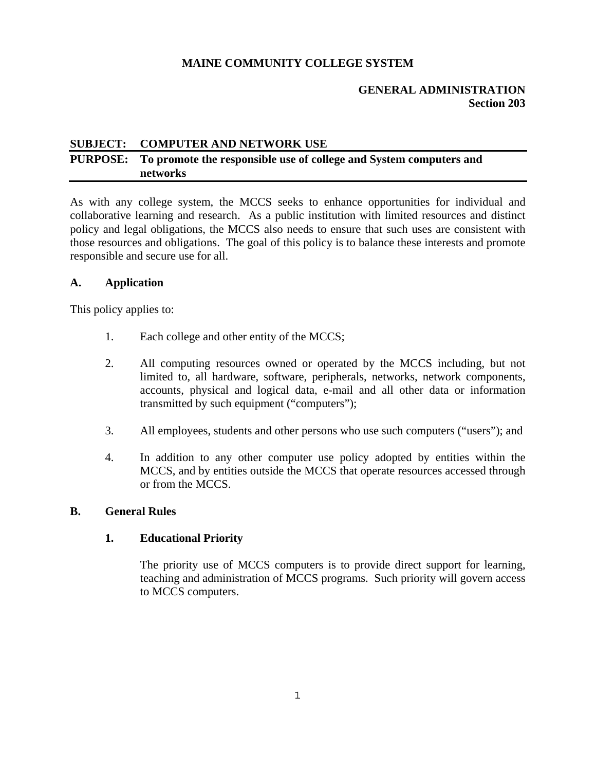**MAINE COMMUNITY COLLEGE SYSTEM**

**GENERAL ADMINISTRATION**
**Section 203**

**SUBJECT: COMPUTER AND NETWORK USE**

**PURPOSE: To promote the responsible use of college and System computers and networks**

As with any college system, the MCCS seeks to enhance opportunities for individual and collaborative learning and research. As a public institution with limited resources and distinct policy and legal obligations, the MCCS also needs to ensure that such uses are consistent with those resources and obligations. The goal of this policy is to balance these interests and promote responsible and secure use for all.

## A. Application

This policy applies to:

1. Each college and other entity of the MCCS;

2. All computing resources owned or operated by the MCCS including, but not limited to, all hardware, software, peripherals, networks, network components, accounts, physical and logical data, e-mail and all other data or information transmitted by such equipment ("computers");

3. All employees, students and other persons who use such computers ("users"); and

4. In addition to any other computer use policy adopted by entities within the MCCS, and by entities outside the MCCS that operate resources accessed through or from the MCCS.

## B. General Rules

### 1. Educational Priority

The priority use of MCCS computers is to provide direct support for learning, teaching and administration of MCCS programs. Such priority will govern access to MCCS computers.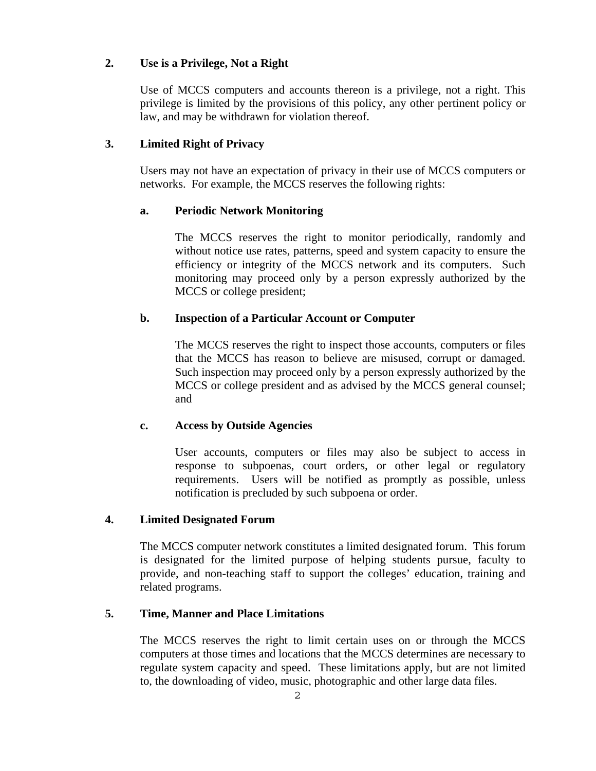## 2. Use is a Privilege, Not a Right

Use of MCCS computers and accounts thereon is a privilege, not a right. This privilege is limited by the provisions of this policy, any other pertinent policy or law, and may be withdrawn for violation thereof.

## 3. Limited Right of Privacy

Users may not have an expectation of privacy in their use of MCCS computers or networks. For example, the MCCS reserves the following rights:

### a. Periodic Network Monitoring

The MCCS reserves the right to monitor periodically, randomly and without notice use rates, patterns, speed and system capacity to ensure the efficiency or integrity of the MCCS network and its computers. Such monitoring may proceed only by a person expressly authorized by the MCCS or college president;

### b. Inspection of a Particular Account or Computer

The MCCS reserves the right to inspect those accounts, computers or files that the MCCS has reason to believe are misused, corrupt or damaged. Such inspection may proceed only by a person expressly authorized by the MCCS or college president and as advised by the MCCS general counsel; and

### c. Access by Outside Agencies

User accounts, computers or files may also be subject to access in response to subpoenas, court orders, or other legal or regulatory requirements. Users will be notified as promptly as possible, unless notification is precluded by such subpoena or order.

## 4. Limited Designated Forum

The MCCS computer network constitutes a limited designated forum. This forum is designated for the limited purpose of helping students pursue, faculty to provide, and non-teaching staff to support the colleges' education, training and related programs.

## 5. Time, Manner and Place Limitations

The MCCS reserves the right to limit certain uses on or through the MCCS computers at those times and locations that the MCCS determines are necessary to regulate system capacity and speed. These limitations apply, but are not limited to, the downloading of video, music, photographic and other large data files.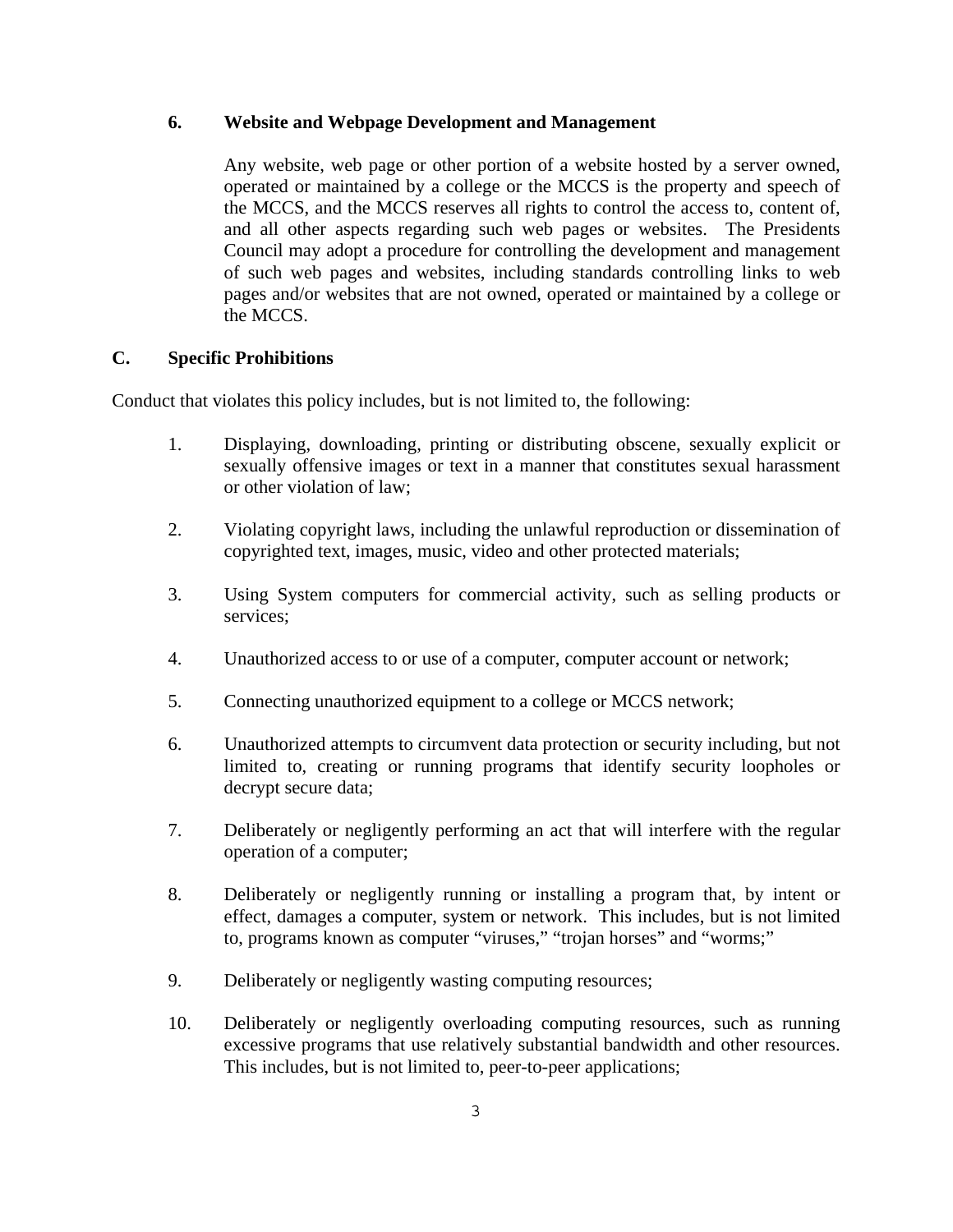### 6. Website and Webpage Development and Management

Any website, web page or other portion of a website hosted by a server owned, operated or maintained by a college or the MCCS is the property and speech of the MCCS, and the MCCS reserves all rights to control the access to, content of, and all other aspects regarding such web pages or websites. The Presidents Council may adopt a procedure for controlling the development and management of such web pages and websites, including standards controlling links to web pages and/or websites that are not owned, operated or maintained by a college or the MCCS.

## C. Specific Prohibitions

Conduct that violates this policy includes, but is not limited to, the following:

1. Displaying, downloading, printing or distributing obscene, sexually explicit or sexually offensive images or text in a manner that constitutes sexual harassment or other violation of law;

2. Violating copyright laws, including the unlawful reproduction or dissemination of copyrighted text, images, music, video and other protected materials;

3. Using System computers for commercial activity, such as selling products or services;

4. Unauthorized access to or use of a computer, computer account or network;

5. Connecting unauthorized equipment to a college or MCCS network;

6. Unauthorized attempts to circumvent data protection or security including, but not limited to, creating or running programs that identify security loopholes or decrypt secure data;

7. Deliberately or negligently performing an act that will interfere with the regular operation of a computer;

8. Deliberately or negligently running or installing a program that, by intent or effect, damages a computer, system or network. This includes, but is not limited to, programs known as computer "viruses," "trojan horses" and "worms;"

9. Deliberately or negligently wasting computing resources;

10. Deliberately or negligently overloading computing resources, such as running excessive programs that use relatively substantial bandwidth and other resources. This includes, but is not limited to, peer-to-peer applications;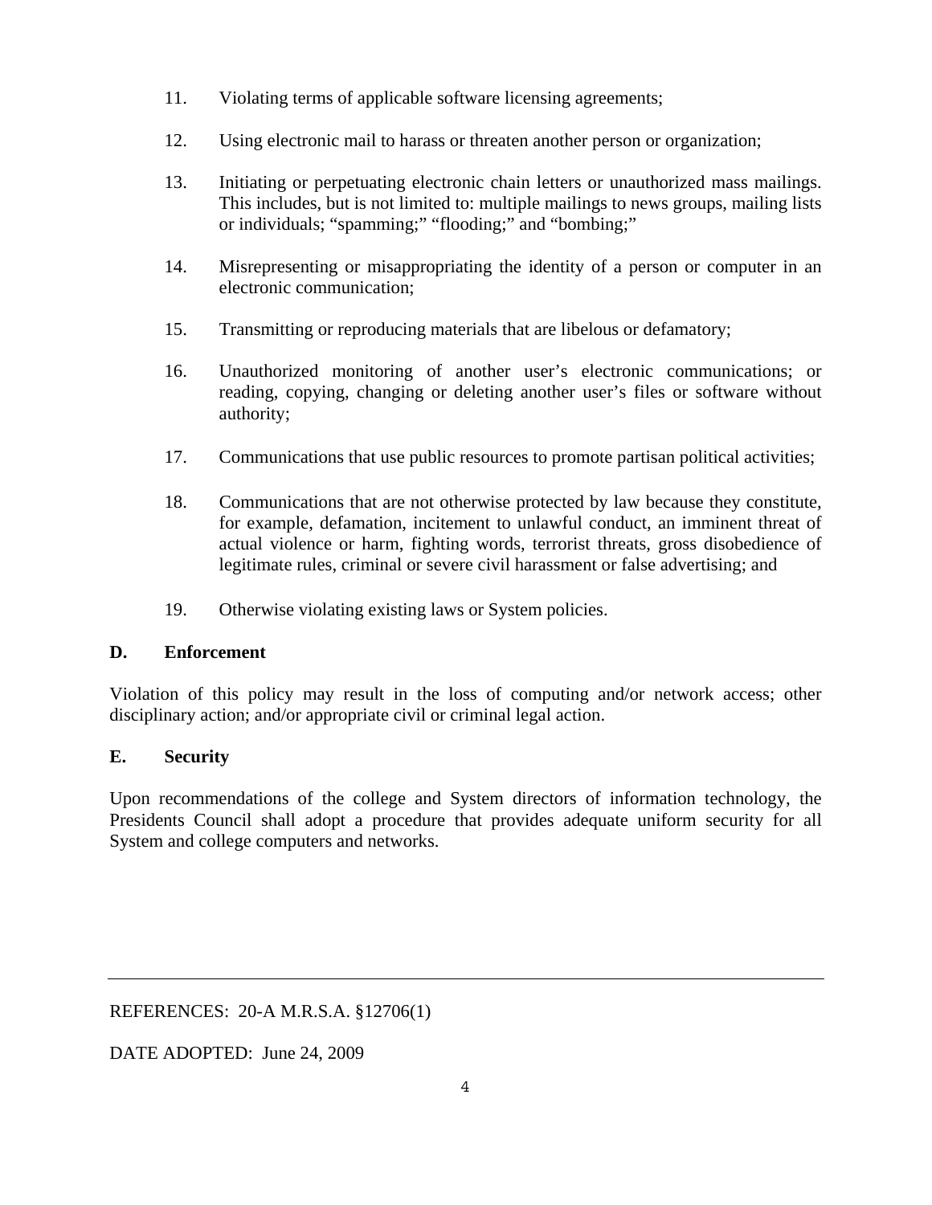11. Violating terms of applicable software licensing agreements;

12. Using electronic mail to harass or threaten another person or organization;

13. Initiating or perpetuating electronic chain letters or unauthorized mass mailings. This includes, but is not limited to: multiple mailings to news groups, mailing lists or individuals; "spamming;" "flooding;" and "bombing;"

14. Misrepresenting or misappropriating the identity of a person or computer in an electronic communication;

15. Transmitting or reproducing materials that are libelous or defamatory;

16. Unauthorized monitoring of another user's electronic communications; or reading, copying, changing or deleting another user's files or software without authority;

17. Communications that use public resources to promote partisan political activities;

18. Communications that are not otherwise protected by law because they constitute, for example, defamation, incitement to unlawful conduct, an imminent threat of actual violence or harm, fighting words, terrorist threats, gross disobedience of legitimate rules, criminal or severe civil harassment or false advertising; and

19. Otherwise violating existing laws or System policies.

**D. Enforcement**

Violation of this policy may result in the loss of computing and/or network access; other disciplinary action; and/or appropriate civil or criminal legal action.

**E. Security**

Upon recommendations of the college and System directors of information technology, the Presidents Council shall adopt a procedure that provides adequate uniform security for all System and college computers and networks.

---

REFERENCES: 20-A M.R.S.A. §12706(1)

DATE ADOPTED: June 24, 2009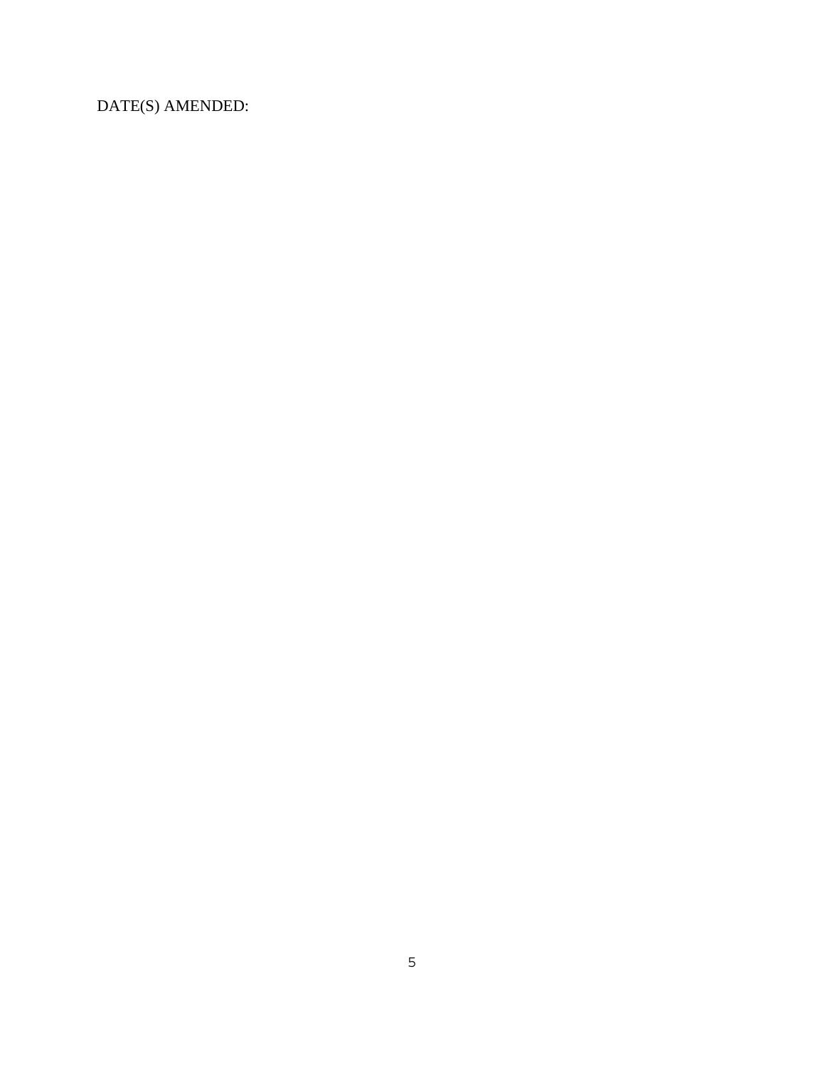DATE(S) AMENDED: